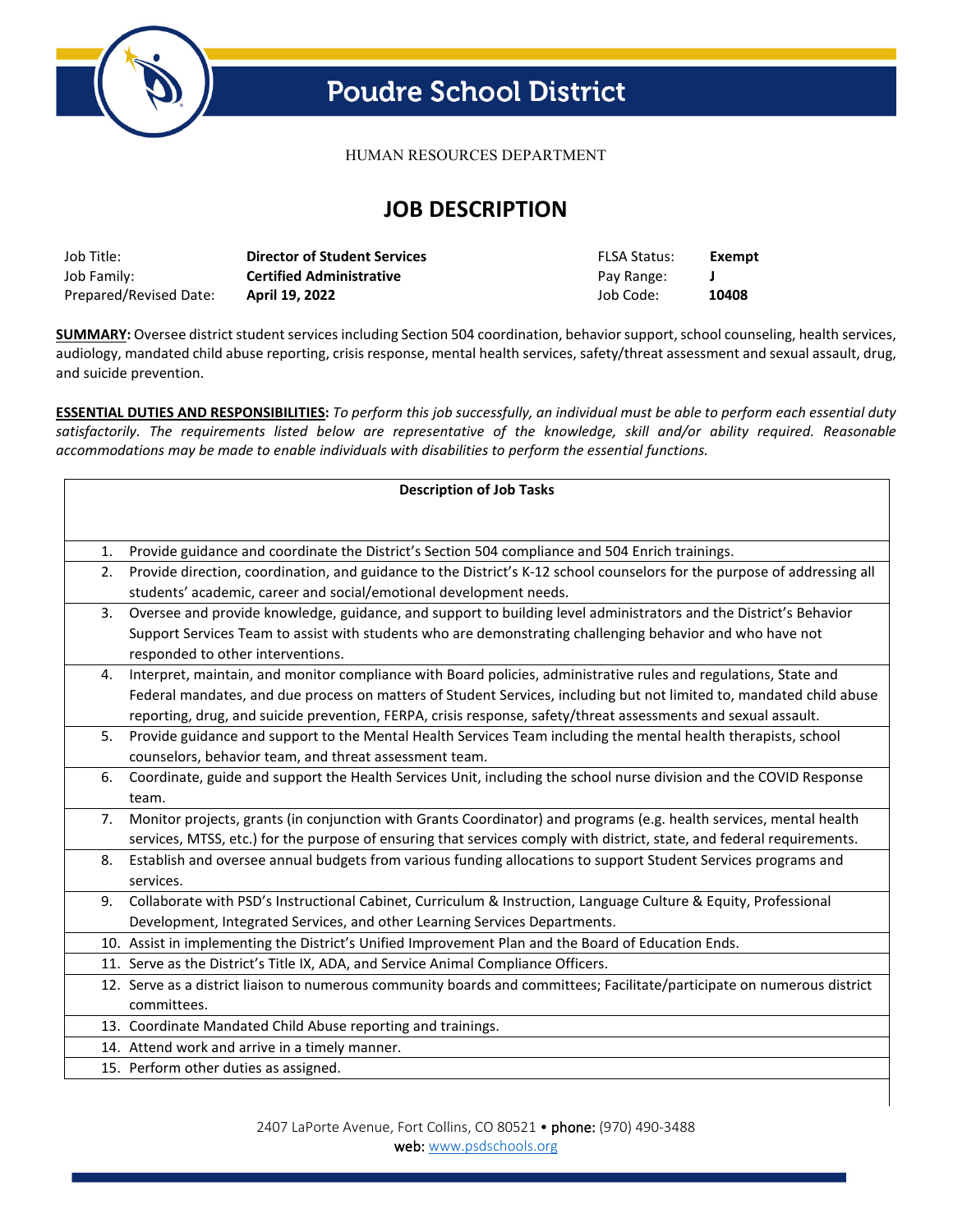# Poudre School District

HUMAN RESOURCES DEPARTMENT

## JOB DESCRIPTION

| | | | |
|---|---|---|---|
| Job Title: | **Director of Student Services** | FLSA Status: | **Exempt** |
| Job Family: | **Certified Administrative** | Pay Range: | **J** |
| Prepared/Revised Date: | **April 19, 2022** | Job Code: | **10408** |

**SUMMARY:** Oversee district student services including Section 504 coordination, behavior support, school counseling, health services, audiology, mandated child abuse reporting, crisis response, mental health services, safety/threat assessment and sexual assault, drug, and suicide prevention.

**ESSENTIAL DUTIES AND RESPONSIBILITIES:** *To perform this job successfully, an individual must be able to perform each essential duty satisfactorily. The requirements listed below are representative of the knowledge, skill and/or ability required. Reasonable accommodations may be made to enable individuals with disabilities to perform the essential functions.*

| | Description of Job Tasks |
|---|---|
| 1. | Provide guidance and coordinate the District's Section 504 compliance and 504 Enrich trainings. |
| 2. | Provide direction, coordination, and guidance to the District's K-12 school counselors for the purpose of addressing all students' academic, career and social/emotional development needs. |
| 3. | Oversee and provide knowledge, guidance, and support to building level administrators and the District's Behavior Support Services Team to assist with students who are demonstrating challenging behavior and who have not responded to other interventions. |
| 4. | Interpret, maintain, and monitor compliance with Board policies, administrative rules and regulations, State and Federal mandates, and due process on matters of Student Services, including but not limited to, mandated child abuse reporting, drug, and suicide prevention, FERPA, crisis response, safety/threat assessments and sexual assault. |
| 5. | Provide guidance and support to the Mental Health Services Team including the mental health therapists, school counselors, behavior team, and threat assessment team. |
| 6. | Coordinate, guide and support the Health Services Unit, including the school nurse division and the COVID Response team. |
| 7. | Monitor projects, grants (in conjunction with Grants Coordinator) and programs (e.g. health services, mental health services, MTSS, etc.) for the purpose of ensuring that services comply with district, state, and federal requirements. |
| 8. | Establish and oversee annual budgets from various funding allocations to support Student Services programs and services. |
| 9. | Collaborate with PSD's Instructional Cabinet, Curriculum & Instruction, Language Culture & Equity, Professional Development, Integrated Services, and other Learning Services Departments. |
| 10. | Assist in implementing the District's Unified Improvement Plan and the Board of Education Ends. |
| 11. | Serve as the District's Title IX, ADA, and Service Animal Compliance Officers. |
| 12. | Serve as a district liaison to numerous community boards and committees; Facilitate/participate on numerous district committees. |
| 13. | Coordinate Mandated Child Abuse reporting and trainings. |
| 14. | Attend work and arrive in a timely manner. |
| 15. | Perform other duties as assigned. |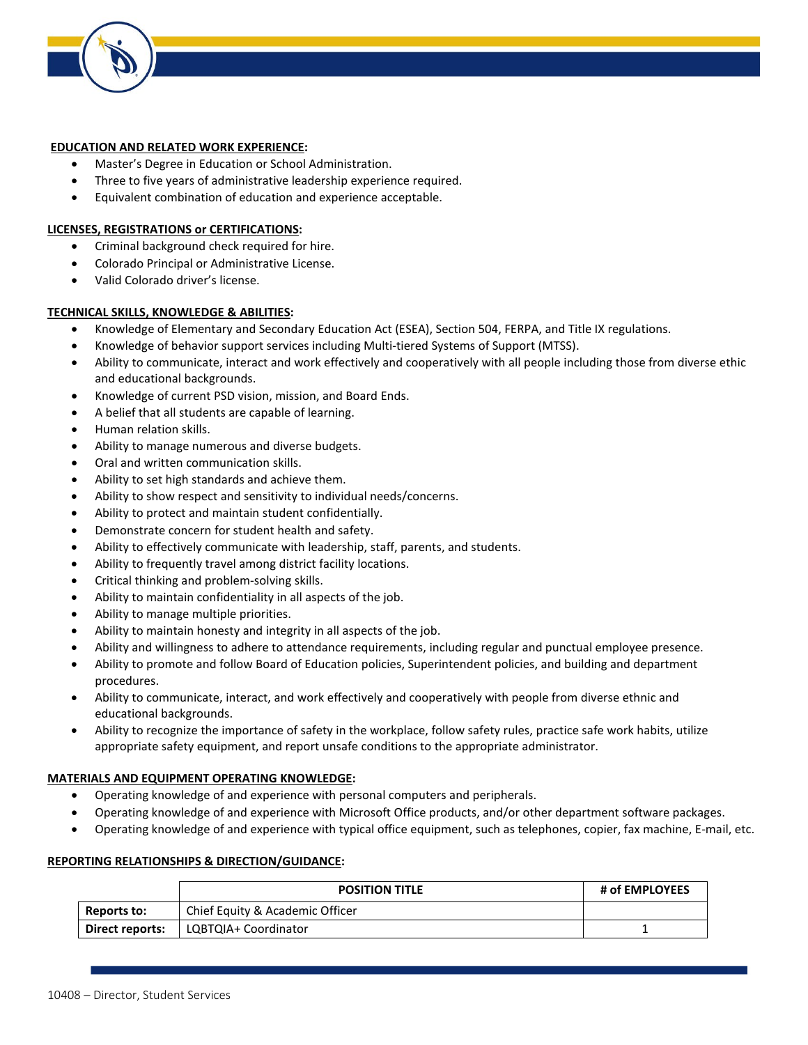**EDUCATION AND RELATED WORK EXPERIENCE:**

- Master's Degree in Education or School Administration.
- Three to five years of administrative leadership experience required.
- Equivalent combination of education and experience acceptable.

**LICENSES, REGISTRATIONS or CERTIFICATIONS:**

- Criminal background check required for hire.
- Colorado Principal or Administrative License.
- Valid Colorado driver's license.

**TECHNICAL SKILLS, KNOWLEDGE & ABILITIES:**

- Knowledge of Elementary and Secondary Education Act (ESEA), Section 504, FERPA, and Title IX regulations.
- Knowledge of behavior support services including Multi-tiered Systems of Support (MTSS).
- Ability to communicate, interact and work effectively and cooperatively with all people including those from diverse ethic and educational backgrounds.
- Knowledge of current PSD vision, mission, and Board Ends.
- A belief that all students are capable of learning.
- Human relation skills.
- Ability to manage numerous and diverse budgets.
- Oral and written communication skills.
- Ability to set high standards and achieve them.
- Ability to show respect and sensitivity to individual needs/concerns.
- Ability to protect and maintain student confidentially.
- Demonstrate concern for student health and safety.
- Ability to effectively communicate with leadership, staff, parents, and students.
- Ability to frequently travel among district facility locations.
- Critical thinking and problem-solving skills.
- Ability to maintain confidentiality in all aspects of the job.
- Ability to manage multiple priorities.
- Ability to maintain honesty and integrity in all aspects of the job.
- Ability and willingness to adhere to attendance requirements, including regular and punctual employee presence.
- Ability to promote and follow Board of Education policies, Superintendent policies, and building and department procedures.
- Ability to communicate, interact, and work effectively and cooperatively with people from diverse ethnic and educational backgrounds.
- Ability to recognize the importance of safety in the workplace, follow safety rules, practice safe work habits, utilize appropriate safety equipment, and report unsafe conditions to the appropriate administrator.

**MATERIALS AND EQUIPMENT OPERATING KNOWLEDGE:**

- Operating knowledge of and experience with personal computers and peripherals.
- Operating knowledge of and experience with Microsoft Office products, and/or other department software packages.
- Operating knowledge of and experience with typical office equipment, such as telephones, copier, fax machine, E-mail, etc.

**REPORTING RELATIONSHIPS & DIRECTION/GUIDANCE:**

| | POSITION TITLE | # of EMPLOYEES |
|---|---|---|
| **Reports to:** | Chief Equity & Academic Officer | |
| **Direct reports:** | LQBTQIA+ Coordinator | 1 |

10408 – Director, Student Services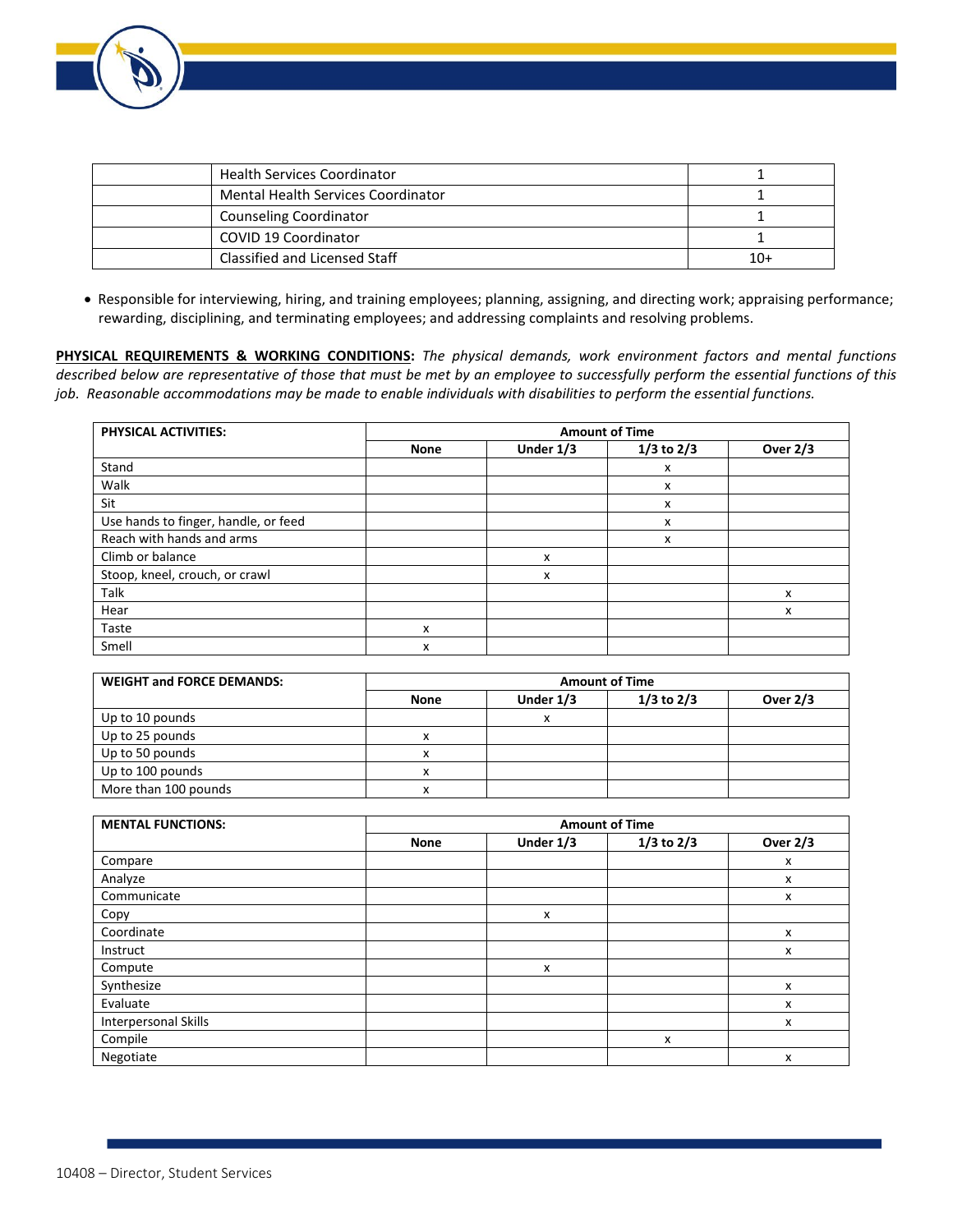| | | |
|---|---|---|
| | Health Services Coordinator | 1 |
| | Mental Health Services Coordinator | 1 |
| | Counseling Coordinator | 1 |
| | COVID 19 Coordinator | 1 |
| | Classified and Licensed Staff | 10+ |

- Responsible for interviewing, hiring, and training employees; planning, assigning, and directing work; appraising performance; rewarding, disciplining, and terminating employees; and addressing complaints and resolving problems.

**PHYSICAL REQUIREMENTS & WORKING CONDITIONS:** *The physical demands, work environment factors and mental functions described below are representative of those that must be met by an employee to successfully perform the essential functions of this job. Reasonable accommodations may be made to enable individuals with disabilities to perform the essential functions.*

| PHYSICAL ACTIVITIES: | Amount of Time | | | |
|---|---|---|---|---|
| | None | Under 1/3 | 1/3 to 2/3 | Over 2/3 |
| Stand | | | x | |
| Walk | | | x | |
| Sit | | | x | |
| Use hands to finger, handle, or feed | | | x | |
| Reach with hands and arms | | | x | |
| Climb or balance | | x | | |
| Stoop, kneel, crouch, or crawl | | x | | |
| Talk | | | | x |
| Hear | | | | x |
| Taste | x | | | |
| Smell | x | | | |

| WEIGHT and FORCE DEMANDS: | Amount of Time | | | |
|---|---|---|---|---|
| | None | Under 1/3 | 1/3 to 2/3 | Over 2/3 |
| Up to 10 pounds | | x | | |
| Up to 25 pounds | x | | | |
| Up to 50 pounds | x | | | |
| Up to 100 pounds | x | | | |
| More than 100 pounds | x | | | |

| MENTAL FUNCTIONS: | Amount of Time | | | |
|---|---|---|---|---|
| | None | Under 1/3 | 1/3 to 2/3 | Over 2/3 |
| Compare | | | | x |
| Analyze | | | | x |
| Communicate | | | | x |
| Copy | | x | | |
| Coordinate | | | | x |
| Instruct | | | | x |
| Compute | | x | | |
| Synthesize | | | | x |
| Evaluate | | | | x |
| Interpersonal Skills | | | | x |
| Compile | | | x | |
| Negotiate | | | | x |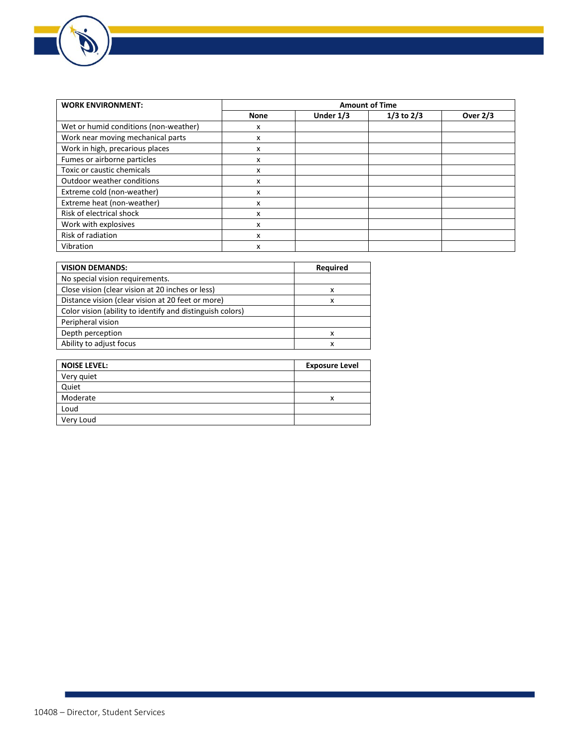| WORK ENVIRONMENT: | Amount of Time | | | |
|---|---|---|---|---|
| | None | Under 1/3 | 1/3 to 2/3 | Over 2/3 |
| Wet or humid conditions (non-weather) | x | | | |
| Work near moving mechanical parts | x | | | |
| Work in high, precarious places | x | | | |
| Fumes or airborne particles | x | | | |
| Toxic or caustic chemicals | x | | | |
| Outdoor weather conditions | x | | | |
| Extreme cold (non-weather) | x | | | |
| Extreme heat (non-weather) | x | | | |
| Risk of electrical shock | x | | | |
| Work with explosives | x | | | |
| Risk of radiation | x | | | |
| Vibration | x | | | |

| VISION DEMANDS: | Required |
|---|---|
| No special vision requirements. | |
| Close vision (clear vision at 20 inches or less) | x |
| Distance vision (clear vision at 20 feet or more) | x |
| Color vision (ability to identify and distinguish colors) | |
| Peripheral vision | |
| Depth perception | x |
| Ability to adjust focus | x |

| NOISE LEVEL: | Exposure Level |
|---|---|
| Very quiet | |
| Quiet | |
| Moderate | x |
| Loud | |
| Very Loud | |